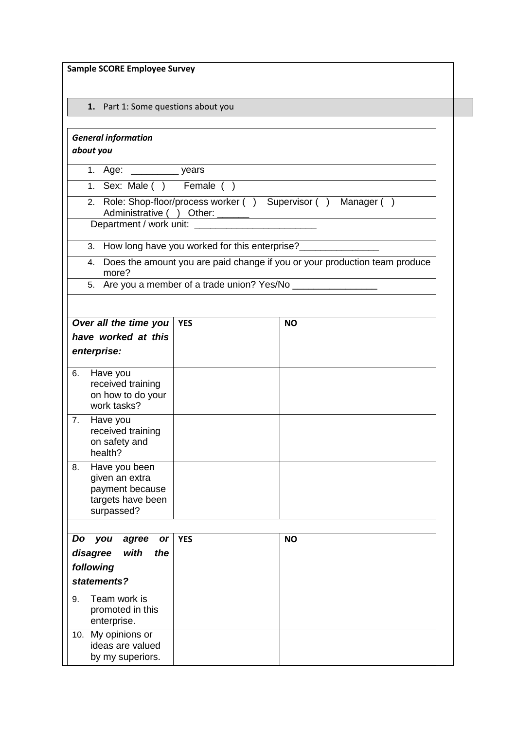**Sample SCORE Employee Survey**

**1.** Part 1: Some questions about you

***General information about you***

1. Age: _________ years
1. Sex: Male ( ) Female ( )
2. Role: Shop-floor/process worker ( ) Supervisor ( ) Manager ( ) Administrative ( ) Other: ______

   Department / work unit: _______________________
3. How long have you worked for this enterprise?_______________
4. Does the amount you are paid change if you or your production team produce more?
5. Are you a member of a trade union? Yes/No ________________

| ***Over all the time you have worked at this enterprise:*** | **YES** | **NO** |
|---|---|---|
| 6. Have you received training on how to do your work tasks? | | |
| 7. Have you received training on safety and health? | | |
| 8. Have you been given an extra payment because targets have been surpassed? | | |

| ***Do you agree or disagree with the following statements?*** | **YES** | **NO** |
|---|---|---|
| 9. Team work is promoted in this enterprise. | | |
| 10. My opinions or ideas are valued by my superiors. | | |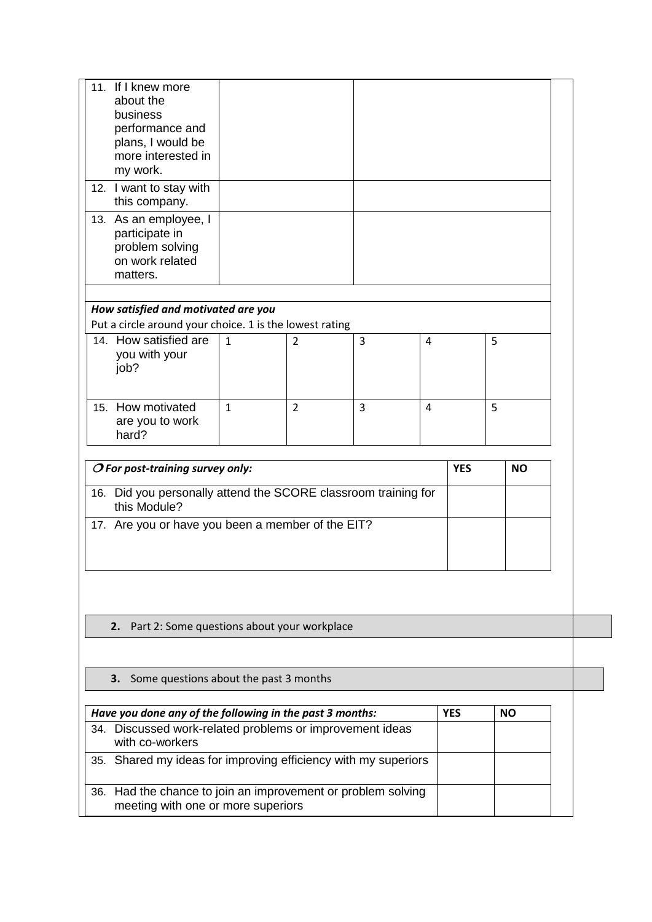| | | |
|---|---|---|
| 11. If I knew more about the business performance and plans, I would be more interested in my work. | | |
| 12. I want to stay with this company. | | |
| 13. As an employee, I participate in problem solving on work related matters. | | |

***How satisfied and motivated are you***

Put a circle around your choice. 1 is the lowest rating

| | | | | | |
|---|---|---|---|---|---|
| 14. How satisfied are you with your job? | 1 | 2 | 3 | 4 | 5 |
| 15. How motivated are you to work hard? | 1 | 2 | 3 | 4 | 5 |

| ***❍ For post-training survey only:*** | **YES** | **NO** |
|---|---|---|
| 16. Did you personally attend the SCORE classroom training for this Module? | | |
| 17. Are you or have you been a member of the EIT? | | |

**2.** Part 2: Some questions about your workplace

**3.** Some questions about the past 3 months

| ***Have you done any of the following in the past 3 months:*** | **YES** | **NO** |
|---|---|---|
| 34. Discussed work-related problems or improvement ideas with co-workers | | |
| 35. Shared my ideas for improving efficiency with my superiors | | |
| 36. Had the chance to join an improvement or problem solving meeting with one or more superiors | | |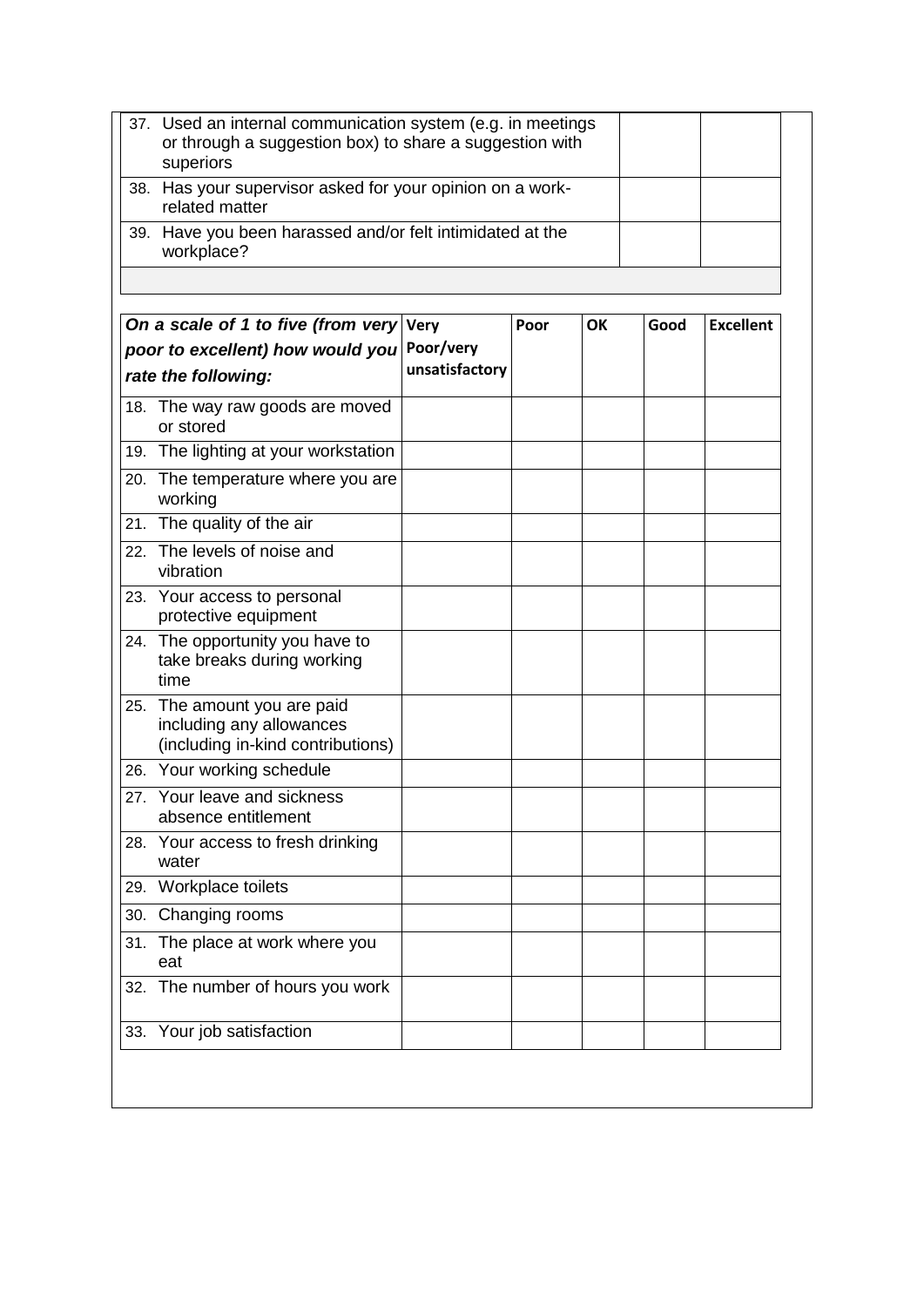| | | |
|---|---|---|
| 37. Used an internal communication system (e.g. in meetings or through a suggestion box) to share a suggestion with superiors | | |
| 38. Has your supervisor asked for your opinion on a work-related matter | | |
| 39. Have you been harassed and/or felt intimidated at the workplace? | | |

| ***On a scale of 1 to five (from very poor to excellent) how would you rate the following:*** | **Very Poor/very unsatisfactory** | **Poor** | **OK** | **Good** | **Excellent** |
|---|---|---|---|---|---|
| 18. The way raw goods are moved or stored | | | | | |
| 19. The lighting at your workstation | | | | | |
| 20. The temperature where you are working | | | | | |
| 21. The quality of the air | | | | | |
| 22. The levels of noise and vibration | | | | | |
| 23. Your access to personal protective equipment | | | | | |
| 24. The opportunity you have to take breaks during working time | | | | | |
| 25. The amount you are paid including any allowances (including in-kind contributions) | | | | | |
| 26. Your working schedule | | | | | |
| 27. Your leave and sickness absence entitlement | | | | | |
| 28. Your access to fresh drinking water | | | | | |
| 29. Workplace toilets | | | | | |
| 30. Changing rooms | | | | | |
| 31. The place at work where you eat | | | | | |
| 32. The number of hours you work | | | | | |
| 33. Your job satisfaction | | | | | |